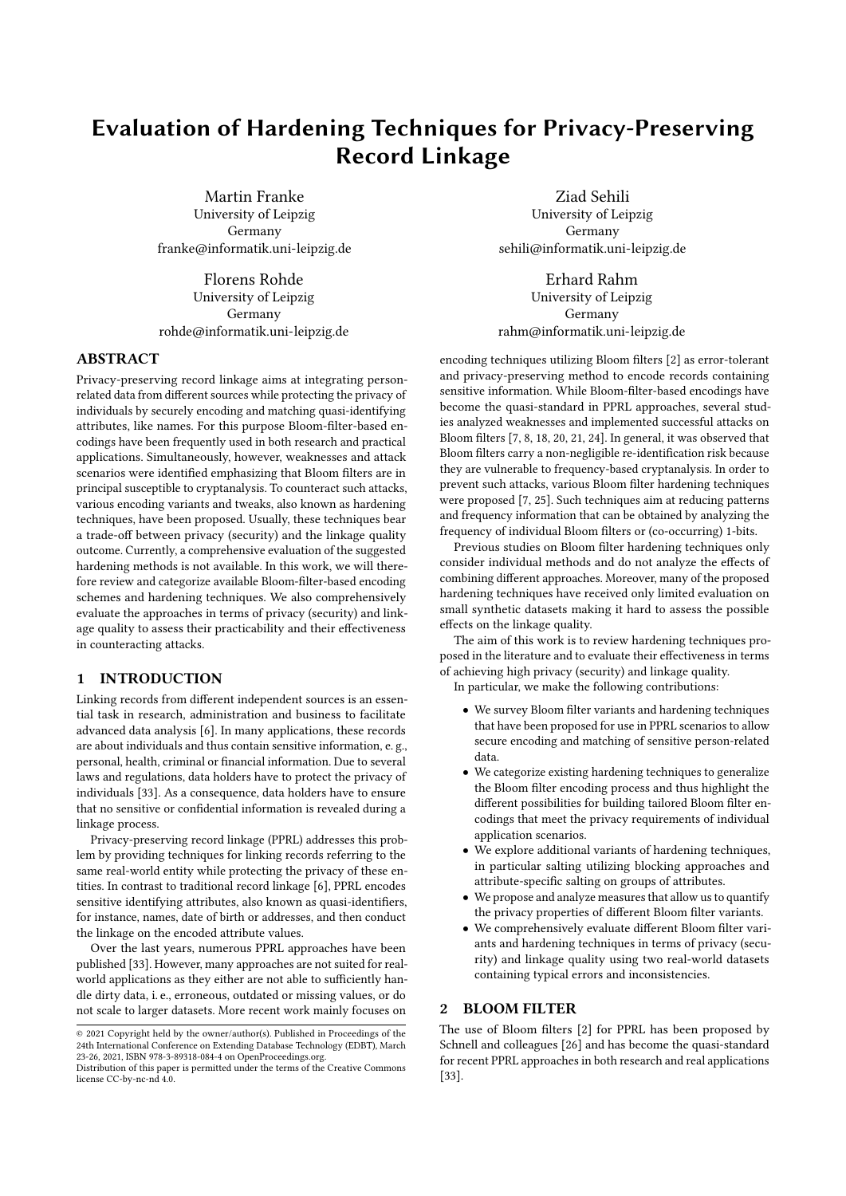# Evaluation of Hardening Techniques for Privacy-Preserving Record Linkage

Martin Franke
University of Leipzig
Germany
franke@informatik.uni-leipzig.de

Ziad Sehili
University of Leipzig
Germany
sehili@informatik.uni-leipzig.de

Florens Rohde
University of Leipzig
Germany
rohde@informatik.uni-leipzig.de

Erhard Rahm
University of Leipzig
Germany
rahm@informatik.uni-leipzig.de

## ABSTRACT

Privacy-preserving record linkage aims at integrating person-related data from different sources while protecting the privacy of individuals by securely encoding and matching quasi-identifying attributes, like names. For this purpose Bloom-filter-based encodings have been frequently used in both research and practical applications. Simultaneously, however, weaknesses and attack scenarios were identified emphasizing that Bloom filters are in principal susceptible to cryptanalysis. To counteract such attacks, various encoding variants and tweaks, also known as hardening techniques, have been proposed. Usually, these techniques bear a trade-off between privacy (security) and the linkage quality outcome. Currently, a comprehensive evaluation of the suggested hardening methods is not available. In this work, we will therefore review and categorize available Bloom-filter-based encoding schemes and hardening techniques. We also comprehensively evaluate the approaches in terms of privacy (security) and linkage quality to assess their practicability and their effectiveness in counteracting attacks.

## 1 INTRODUCTION

Linking records from different independent sources is an essential task in research, administration and business to facilitate advanced data analysis [6]. In many applications, these records are about individuals and thus contain sensitive information, e. g., personal, health, criminal or financial information. Due to several laws and regulations, data holders have to protect the privacy of individuals [33]. As a consequence, data holders have to ensure that no sensitive or confidential information is revealed during a linkage process.

Privacy-preserving record linkage (PPRL) addresses this problem by providing techniques for linking records referring to the same real-world entity while protecting the privacy of these entities. In contrast to traditional record linkage [6], PPRL encodes sensitive identifying attributes, also known as quasi-identifiers, for instance, names, date of birth or addresses, and then conduct the linkage on the encoded attribute values.

Over the last years, numerous PPRL approaches have been published [33]. However, many approaches are not suited for real-world applications as they either are not able to sufficiently handle dirty data, i. e., erroneous, outdated or missing values, or do not scale to larger datasets. More recent work mainly focuses on encoding techniques utilizing Bloom filters [2] as error-tolerant and privacy-preserving method to encode records containing sensitive information. While Bloom-filter-based encodings have become the quasi-standard in PPRL approaches, several studies analyzed weaknesses and implemented successful attacks on Bloom filters [7, 8, 18, 20, 21, 24]. In general, it was observed that Bloom filters carry a non-negligible re-identification risk because they are vulnerable to frequency-based cryptanalysis. In order to prevent such attacks, various Bloom filter hardening techniques were proposed [7, 25]. Such techniques aim at reducing patterns and frequency information that can be obtained by analyzing the frequency of individual Bloom filters or (co-occurring) 1-bits.

Previous studies on Bloom filter hardening techniques only consider individual methods and do not analyze the effects of combining different approaches. Moreover, many of the proposed hardening techniques have received only limited evaluation on small synthetic datasets making it hard to assess the possible effects on the linkage quality.

The aim of this work is to review hardening techniques proposed in the literature and to evaluate their effectiveness in terms of achieving high privacy (security) and linkage quality.

In particular, we make the following contributions:

- We survey Bloom filter variants and hardening techniques that have been proposed for use in PPRL scenarios to allow secure encoding and matching of sensitive person-related data.
- We categorize existing hardening techniques to generalize the Bloom filter encoding process and thus highlight the different possibilities for building tailored Bloom filter encodings that meet the privacy requirements of individual application scenarios.
- We explore additional variants of hardening techniques, in particular salting utilizing blocking approaches and attribute-specific salting on groups of attributes.
- We propose and analyze measures that allow us to quantify the privacy properties of different Bloom filter variants.
- We comprehensively evaluate different Bloom filter variants and hardening techniques in terms of privacy (security) and linkage quality using two real-world datasets containing typical errors and inconsistencies.

## 2 BLOOM FILTER

The use of Bloom filters [2] for PPRL has been proposed by Schnell and colleagues [26] and has become the quasi-standard for recent PPRL approaches in both research and real applications [33].

© 2021 Copyright held by the owner/author(s). Published in Proceedings of the 24th International Conference on Extending Database Technology (EDBT), March 23-26, 2021, ISBN 978-3-89318-084-4 on OpenProceedings.org.
Distribution of this paper is permitted under the terms of the Creative Commons license CC-by-nc-nd 4.0.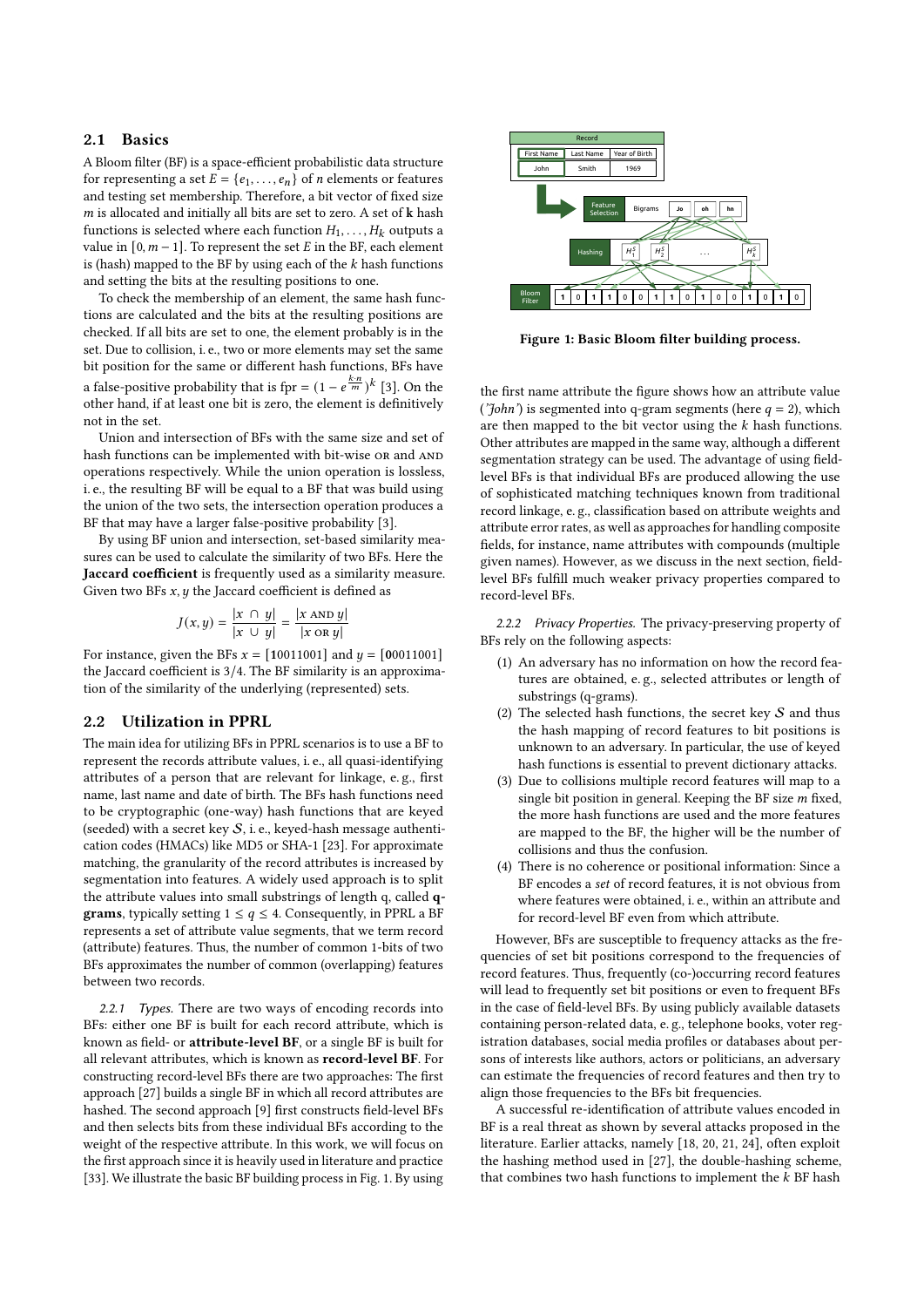## 2.1 Basics

A Bloom filter (BF) is a space-efficient probabilistic data structure for representing a set $E = \{e_1, \ldots, e_n\}$ of $n$ elements or features and testing set membership. Therefore, a bit vector of fixed size $m$ is allocated and initially all bits are set to zero. A set of **k** hash functions is selected where each function $H_1, \ldots, H_k$ outputs a value in $[0, m-1]$. To represent the set $E$ in the BF, each element is (hash) mapped to the BF by using each of the $k$ hash functions and setting the bits at the resulting positions to one.

To check the membership of an element, the same hash functions are calculated and the bits at the resulting positions are checked. If all bits are set to one, the element probably is in the set. Due to collision, i. e., two or more elements may set the same bit position for the same or different hash functions, BFs have a false-positive probability that is fpr $= (1 - e^{\frac{k \cdot n}{m}})^k$ [3]. On the other hand, if at least one bit is zero, the element is definitively not in the set.

Union and intersection of BFs with the same size and set of hash functions can be implemented with bit-wise OR and AND operations respectively. While the union operation is lossless, i. e., the resulting BF will be equal to a BF that was build using the union of the two sets, the intersection operation produces a BF that may have a larger false-positive probability [3].

By using BF union and intersection, set-based similarity measures can be used to calculate the similarity of two BFs. Here the **Jaccard coefficient** is frequently used as a similarity measure. Given two BFs $x, y$ the Jaccard coefficient is defined as

$$J(x, y) = \frac{|x \cap y|}{|x \cup y|} = \frac{|x \text{ AND } y|}{|x \text{ OR } y|}$$

For instance, given the BFs $x = [\mathbf{1}0011001]$ and $y = [\mathbf{0}0011001]$ the Jaccard coefficient is 3/4. The BF similarity is an approximation of the similarity of the underlying (represented) sets.

## 2.2 Utilization in PPRL

The main idea for utilizing BFs in PPRL scenarios is to use a BF to represent the records attribute values, i. e., all quasi-identifying attributes of a person that are relevant for linkage, e. g., first name, last name and date of birth. The BFs hash functions need to be cryptographic (one-way) hash functions that are keyed (seeded) with a secret key $\mathcal{S}$, i. e., keyed-hash message authentication codes (HMACs) like MD5 or SHA-1 [23]. For approximate matching, the granularity of the record attributes is increased by segmentation into features. A widely used approach is to split the attribute values into small substrings of length q, called **q-grams**, typically setting $1 \leq q \leq 4$. Consequently, in PPRL a BF represents a set of attribute value segments, that we term record (attribute) features. Thus, the number of common 1-bits of two BFs approximates the number of common (overlapping) features between two records.

*2.2.1 Types.* There are two ways of encoding records into BFs: either one BF is built for each record attribute, which is known as field- or **attribute-level BF**, or a single BF is built for all relevant attributes, which is known as **record-level BF**. For constructing record-level BFs there are two approaches: The first approach [27] builds a single BF in which all record attributes are hashed. The second approach [9] first constructs field-level BFs and then selects bits from these individual BFs according to the weight of the respective attribute. In this work, we will focus on the first approach since it is heavily used in literature and practice [33]. We illustrate the basic BF building process in Fig. 1. By using the first name attribute the figure shows how an attribute value (*'John'*) is segmented into q-gram segments (here $q = 2$), which are then mapped to the bit vector using the $k$ hash functions. Other attributes are mapped in the same way, although a different segmentation strategy can be used. The advantage of using field-level BFs is that individual BFs are produced allowing the use of sophisticated matching techniques known from traditional record linkage, e. g., classification based on attribute weights and attribute error rates, as well as approaches for handling composite fields, for instance, name attributes with compounds (multiple given names). However, as we discuss in the next section, field-level BFs fulfill much weaker privacy properties compared to record-level BFs.

**Figure 1: Basic Bloom filter building process.**

*2.2.2 Privacy Properties.* The privacy-preserving property of BFs rely on the following aspects:

1. An adversary has no information on how the record features are obtained, e. g., selected attributes or length of substrings (q-grams).
2. The selected hash functions, the secret key $\mathcal{S}$ and thus the hash mapping of record features to bit positions is unknown to an adversary. In particular, the use of keyed hash functions is essential to prevent dictionary attacks.
3. Due to collisions multiple record features will map to a single bit position in general. Keeping the BF size $m$ fixed, the more hash functions are used and the more features are mapped to the BF, the higher will be the number of collisions and thus the confusion.
4. There is no coherence or positional information: Since a BF encodes a *set* of record features, it is not obvious from where features were obtained, i. e., within an attribute and for record-level BF even from which attribute.

However, BFs are susceptible to frequency attacks as the frequencies of set bit positions correspond to the frequencies of record features. Thus, frequently (co-)occurring record features will lead to frequently set bit positions or even to frequent BFs in the case of field-level BFs. By using publicly available datasets containing person-related data, e. g., telephone books, voter registration databases, social media profiles or databases about persons of interests like authors, actors or politicians, an adversary can estimate the frequencies of record features and then try to align those frequencies to the BFs bit frequencies.

A successful re-identification of attribute values encoded in BF is a real threat as shown by several attacks proposed in the literature. Earlier attacks, namely [18, 20, 21, 24], often exploit the hashing method used in [27], the double-hashing scheme, that combines two hash functions to implement the $k$ BF hash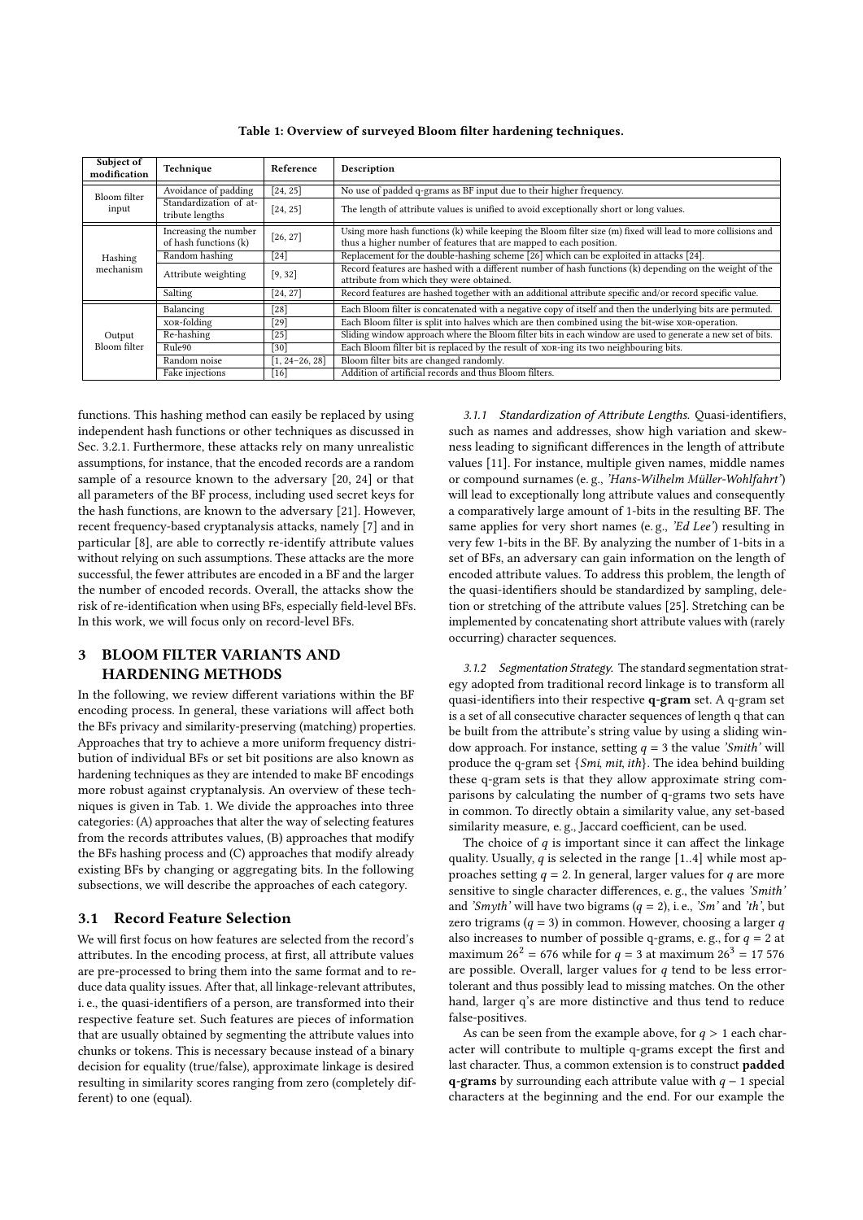Table 1: Overview of surveyed Bloom filter hardening techniques.

| Subject of modification | Technique | Reference | Description |
|---|---|---|---|
| Bloom filter input | Avoidance of padding | [24, 25] | No use of padded q-grams as BF input due to their higher frequency. |
| | Standardization of attribute lengths | [24, 25] | The length of attribute values is unified to avoid exceptionally short or long values. |
| Hashing mechanism | Increasing the number of hash functions (k) | [26, 27] | Using more hash functions (k) while keeping the Bloom filter size (m) fixed will lead to more collisions and thus a higher number of features that are mapped to each position. |
| | Random hashing | [24] | Replacement for the double-hashing scheme [26] which can be exploited in attacks [24]. |
| | Attribute weighting | [9, 32] | Record features are hashed with a different number of hash functions (k) depending on the weight of the attribute from which they were obtained. |
| | Salting | [24, 27] | Record features are hashed together with an additional attribute specific and/or record specific value. |
| Output Bloom filter | Balancing | [28] | Each Bloom filter is concatenated with a negative copy of itself and then the underlying bits are permuted. |
| | XOR-folding | [29] | Each Bloom filter is split into halves which are then combined using the bit-wise XOR-operation. |
| | Re-hashing | [25] | Sliding window approach where the Bloom filter bits in each window are used to generate a new set of bits. |
| | Rule90 | [30] | Each Bloom filter bit is replaced by the result of XOR-ing its two neighbouring bits. |
| | Random noise | [1, 24–26, 28] | Bloom filter bits are changed randomly. |
| | Fake injections | [16] | Addition of artificial records and thus Bloom filters. |

functions. This hashing method can easily be replaced by using independent hash functions or other techniques as discussed in Sec. 3.2.1. Furthermore, these attacks rely on many unrealistic assumptions, for instance, that the encoded records are a random sample of a resource known to the adversary [20, 24] or that all parameters of the BF process, including used secret keys for the hash functions, are known to the adversary [21]. However, recent frequency-based cryptanalysis attacks, namely [7] and in particular [8], are able to correctly re-identify attribute values without relying on such assumptions. These attacks are the more successful, the fewer attributes are encoded in a BF and the larger the number of encoded records. Overall, the attacks show the risk of re-identification when using BFs, especially field-level BFs. In this work, we will focus only on record-level BFs.

## 3 BLOOM FILTER VARIANTS AND HARDENING METHODS

In the following, we review different variations within the BF encoding process. In general, these variations will affect both the BFs privacy and similarity-preserving (matching) properties. Approaches that try to achieve a more uniform frequency distribution of individual BFs or set bit positions are also known as hardening techniques as they are intended to make BF encodings more robust against cryptanalysis. An overview of these techniques is given in Tab. 1. We divide the approaches into three categories: (A) approaches that alter the way of selecting features from the records attributes values, (B) approaches that modify the BFs hashing process and (C) approaches that modify already existing BFs by changing or aggregating bits. In the following subsections, we will describe the approaches of each category.

### 3.1 Record Feature Selection

We will first focus on how features are selected from the record's attributes. In the encoding process, at first, all attribute values are pre-processed to bring them into the same format and to reduce data quality issues. After that, all linkage-relevant attributes, i. e., the quasi-identifiers of a person, are transformed into their respective feature set. Such features are pieces of information that are usually obtained by segmenting the attribute values into chunks or tokens. This is necessary because instead of a binary decision for equality (true/false), approximate linkage is desired resulting in similarity scores ranging from zero (completely different) to one (equal).

*3.1.1 Standardization of Attribute Lengths.* Quasi-identifiers, such as names and addresses, show high variation and skewness leading to significant differences in the length of attribute values [11]. For instance, multiple given names, middle names or compound surnames (e. g., *'Hans-Wilhelm Müller-Wohlfahrt'*) will lead to exceptionally long attribute values and consequently a comparatively large amount of 1-bits in the resulting BF. The same applies for very short names (e. g., *'Ed Lee'*) resulting in very few 1-bits in the BF. By analyzing the number of 1-bits in a set of BFs, an adversary can gain information on the length of encoded attribute values. To address this problem, the length of the quasi-identifiers should be standardized by sampling, deletion or stretching of the attribute values [25]. Stretching can be implemented by concatenating short attribute values with (rarely occurring) character sequences.

*3.1.2 Segmentation Strategy.* The standard segmentation strategy adopted from traditional record linkage is to transform all quasi-identifiers into their respective **q-gram** set. A q-gram set is a set of all consecutive character sequences of length q that can be built from the attribute's string value by using a sliding window approach. For instance, setting $q = 3$ the value *'Smith'* will produce the q-gram set {*Smi*, *mit*, *ith*}. The idea behind building these q-gram sets is that they allow approximate string comparisons by calculating the number of q-grams two sets have in common. To directly obtain a similarity value, any set-based similarity measure, e. g., Jaccard coefficient, can be used.

The choice of $q$ is important since it can affect the linkage quality. Usually, $q$ is selected in the range [1..4] while most approaches setting $q = 2$. In general, larger values for $q$ are more sensitive to single character differences, e. g., the values *'Smith'* and *'Smyth'* will have two bigrams ($q = 2$), i. e., *'Sm'* and *'th'*, but zero trigrams ($q = 3$) in common. However, choosing a larger $q$ also increases to number of possible q-grams, e. g., for $q = 2$ at maximum $26^2 = 676$ while for $q = 3$ at maximum $26^3 = 17\,576$ are possible. Overall, larger values for $q$ tend to be less error-tolerant and thus possibly lead to missing matches. On the other hand, larger q's are more distinctive and thus tend to reduce false-positives.

As can be seen from the example above, for $q > 1$ each character will contribute to multiple q-grams except the first and last character. Thus, a common extension is to construct **padded q-grams** by surrounding each attribute value with $q - 1$ special characters at the beginning and the end. For our example the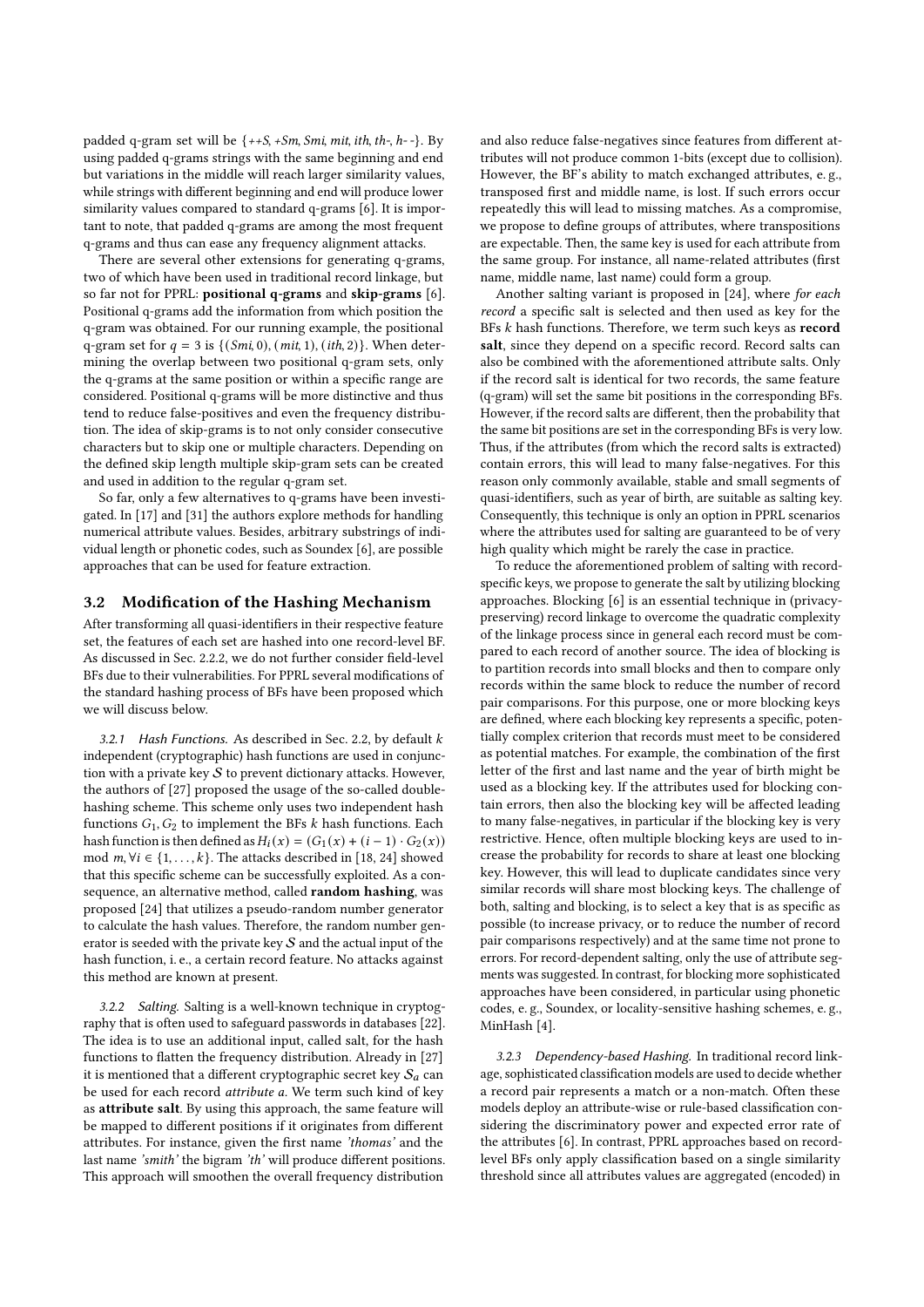padded q-gram set will be {*++S*, *+Sm*, *Smi*, *mit*, *ith*, *th-*, *h- -*}. By using padded q-grams strings with the same beginning and end but variations in the middle will reach larger similarity values, while strings with different beginning and end will produce lower similarity values compared to standard q-grams [6]. It is important to note, that padded q-grams are among the most frequent q-grams and thus can ease any frequency alignment attacks.

There are several other extensions for generating q-grams, two of which have been used in traditional record linkage, but so far not for PPRL: **positional q-grams** and **skip-grams** [6]. Positional q-grams add the information from which position the q-gram was obtained. For our running example, the positional q-gram set for $q = 3$ is {(*Smi*, 0), (*mit*, 1), (*ith*, 2)}. When determining the overlap between two positional q-gram sets, only the q-grams at the same position or within a specific range are considered. Positional q-grams will be more distinctive and thus tend to reduce false-positives and even the frequency distribution. The idea of skip-grams is to not only consider consecutive characters but to skip one or multiple characters. Depending on the defined skip length multiple skip-gram sets can be created and used in addition to the regular q-gram set.

So far, only a few alternatives to q-grams have been investigated. In [17] and [31] the authors explore methods for handling numerical attribute values. Besides, arbitrary substrings of individual length or phonetic codes, such as Soundex [6], are possible approaches that can be used for feature extraction.

## 3.2 Modification of the Hashing Mechanism

After transforming all quasi-identifiers in their respective feature set, the features of each set are hashed into one record-level BF. As discussed in Sec. 2.2.2, we do not further consider field-level BFs due to their vulnerabilities. For PPRL several modifications of the standard hashing process of BFs have been proposed which we will discuss below.

### 3.2.1 Hash Functions.

As described in Sec. 2.2, by default $k$ independent (cryptographic) hash functions are used in conjunction with a private key $\mathcal{S}$ to prevent dictionary attacks. However, the authors of [27] proposed the usage of the so-called double-hashing scheme. This scheme only uses two independent hash functions $G_1, G_2$ to implement the BFs $k$ hash functions. Each hash function is then defined as $H_i(x) = (G_1(x) + (i - 1) \cdot G_2(x)) \mod m, \forall i \in \{1, \ldots, k\}$. The attacks described in [18, 24] showed that this specific scheme can be successfully exploited. As a consequence, an alternative method, called **random hashing**, was proposed [24] that utilizes a pseudo-random number generator to calculate the hash values. Therefore, the random number generator is seeded with the private key $\mathcal{S}$ and the actual input of the hash function, i. e., a certain record feature. No attacks against this method are known at present.

### 3.2.2 Salting.

Salting is a well-known technique in cryptography that is often used to safeguard passwords in databases [22]. The idea is to use an additional input, called salt, for the hash functions to flatten the frequency distribution. Already in [27] it is mentioned that a different cryptographic secret key $\mathcal{S}_a$ can be used for each record *attribute a*. We term such kind of key as **attribute salt**. By using this approach, the same feature will be mapped to different positions if it originates from different attributes. For instance, given the first name *'thomas'* and the last name *'smith'* the bigram *'th'* will produce different positions. This approach will smoothen the overall frequency distribution and also reduce false-negatives since features from different attributes will not produce common 1-bits (except due to collision). However, the BF's ability to match exchanged attributes, e. g., transposed first and middle name, is lost. If such errors occur repeatedly this will lead to missing matches. As a compromise, we propose to define groups of attributes, where transpositions are expectable. Then, the same key is used for each attribute from the same group. For instance, all name-related attributes (first name, middle name, last name) could form a group.

Another salting variant is proposed in [24], where *for each record* a specific salt is selected and then used as key for the BFs $k$ hash functions. Therefore, we term such keys as **record salt**, since they depend on a specific record. Record salts can also be combined with the aforementioned attribute salts. Only if the record salt is identical for two records, the same feature (q-gram) will set the same bit positions in the corresponding BFs. However, if the record salts are different, then the probability that the same bit positions are set in the corresponding BFs is very low. Thus, if the attributes (from which the record salts is extracted) contain errors, this will lead to many false-negatives. For this reason only commonly available, stable and small segments of quasi-identifiers, such as year of birth, are suitable as salting key. Consequently, this technique is only an option in PPRL scenarios where the attributes used for salting are guaranteed to be of very high quality which might be rarely the case in practice.

To reduce the aforementioned problem of salting with record-specific keys, we propose to generate the salt by utilizing blocking approaches. Blocking [6] is an essential technique in (privacy-preserving) record linkage to overcome the quadratic complexity of the linkage process since in general each record must be compared to each record of another source. The idea of blocking is to partition records into small blocks and then to compare only records within the same block to reduce the number of record pair comparisons. For this purpose, one or more blocking keys are defined, where each blocking key represents a specific, potentially complex criterion that records must meet to be considered as potential matches. For example, the combination of the first letter of the first and last name and the year of birth might be used as a blocking key. If the attributes used for blocking contain errors, then also the blocking key will be affected leading to many false-negatives, in particular if the blocking key is very restrictive. Hence, often multiple blocking keys are used to increase the probability for records to share at least one blocking key. However, this will lead to duplicate candidates since very similar records will share most blocking keys. The challenge of both, salting and blocking, is to select a key that is as specific as possible (to increase privacy, or to reduce the number of record pair comparisons respectively) and at the same time not prone to errors. For record-dependent salting, only the use of attribute segments was suggested. In contrast, for blocking more sophisticated approaches have been considered, in particular using phonetic codes, e. g., Soundex, or locality-sensitive hashing schemes, e. g., MinHash [4].

### 3.2.3 Dependency-based Hashing.

In traditional record linkage, sophisticated classification models are used to decide whether a record pair represents a match or a non-match. Often these models deploy an attribute-wise or rule-based classification considering the discriminatory power and expected error rate of the attributes [6]. In contrast, PPRL approaches based on record-level BFs only apply classification based on a single similarity threshold since all attributes values are aggregated (encoded) in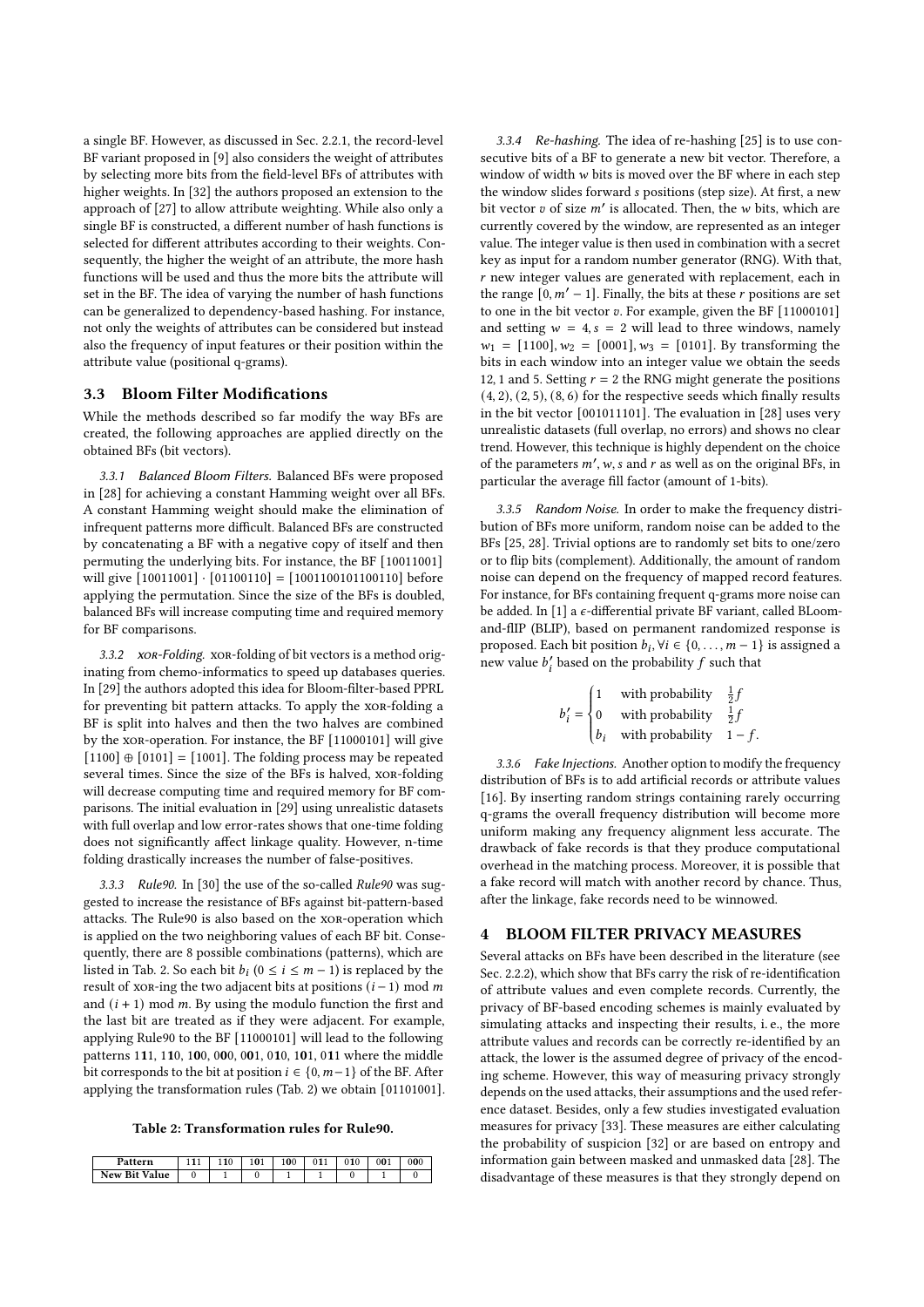a single BF. However, as discussed in Sec. 2.2.1, the record-level BF variant proposed in [9] also considers the weight of attributes by selecting more bits from the field-level BFs of attributes with higher weights. In [32] the authors proposed an extension to the approach of [27] to allow attribute weighting. While also only a single BF is constructed, a different number of hash functions is selected for different attributes according to their weights. Consequently, the higher the weight of an attribute, the more hash functions will be used and thus the more bits the attribute will set in the BF. The idea of varying the number of hash functions can be generalized to dependency-based hashing. For instance, not only the weights of attributes can be considered but instead also the frequency of input features or their position within the attribute value (positional q-grams).

## 3.3 Bloom Filter Modifications

While the methods described so far modify the way BFs are created, the following approaches are applied directly on the obtained BFs (bit vectors).

*3.3.1 Balanced Bloom Filters.* Balanced BFs were proposed in [28] for achieving a constant Hamming weight over all BFs. A constant Hamming weight should make the elimination of infrequent patterns more difficult. Balanced BFs are constructed by concatenating a BF with a negative copy of itself and then permuting the underlying bits. For instance, the BF [10011001] will give [10011001] · [01100110] = [1001100101100110] before applying the permutation. Since the size of the BFs is doubled, balanced BFs will increase computing time and required memory for BF comparisons.

*3.3.2 XOR-Folding.* XOR-folding of bit vectors is a method originating from chemo-informatics to speed up databases queries. In [29] the authors adopted this idea for Bloom-filter-based PPRL for preventing bit pattern attacks. To apply the XOR-folding a BF is split into halves and then the two halves are combined by the XOR-operation. For instance, the BF [11000101] will give $[1100] \oplus [0101] = [1001]$. The folding process may be repeated several times. Since the size of the BFs is halved, XOR-folding will decrease computing time and required memory for BF comparisons. The initial evaluation in [29] using unrealistic datasets with full overlap and low error-rates shows that one-time folding does not significantly affect linkage quality. However, n-time folding drastically increases the number of false-positives.

*3.3.3 Rule90.* In [30] the use of the so-called *Rule90* was suggested to increase the resistance of BFs against bit-pattern-based attacks. The Rule90 is also based on the XOR-operation which is applied on the two neighboring values of each BF bit. Consequently, there are 8 possible combinations (patterns), which are listed in Tab. 2. So each bit $b_i$ $(0 \leq i \leq m-1)$ is replaced by the result of XOR-ing the two adjacent bits at positions $(i-1) \bmod m$ and $(i+1) \bmod m$. By using the modulo function the first and the last bit are treated as if they were adjacent. For example, applying Rule90 to the BF [11000101] will lead to the following patterns 1**1**1, 1**1**0, 1**0**0, 0**0**0, 0**0**1, 0**1**0, 1**0**1, 0**1**1 where the middle bit corresponds to the bit at position $i \in \{0, m-1\}$ of the BF. After applying the transformation rules (Tab. 2) we obtain [01101001].

**Table 2: Transformation rules for Rule90.**

| Pattern | 111 | 110 | 101 | 100 | 011 | 010 | 001 | 000 |
|---|---|---|---|---|---|---|---|---|
| New Bit Value | 0 | 1 | 0 | 1 | 1 | 0 | 1 | 0 |

*3.3.4 Re-hashing.* The idea of re-hashing [25] is to use consecutive bits of a BF to generate a new bit vector. Therefore, a window of width $w$ bits is moved over the BF where in each step the window slides forward $s$ positions (step size). At first, a new bit vector $v$ of size $m'$ is allocated. Then, the $w$ bits, which are currently covered by the window, are represented as an integer value. The integer value is then used in combination with a secret key as input for a random number generator (RNG). With that, $r$ new integer values are generated with replacement, each in the range $[0, m'-1]$. Finally, the bits at these $r$ positions are set to one in the bit vector $v$. For example, given the BF [11000101] and setting $w = 4, s = 2$ will lead to three windows, namely $w_1 = [1100], w_2 = [0001], w_3 = [0101]$. By transforming the bits in each window into an integer value we obtain the seeds 12, 1 and 5. Setting $r = 2$ the RNG might generate the positions $(4, 2), (2, 5), (8, 6)$ for the respective seeds which finally results in the bit vector [001011101]. The evaluation in [28] uses very unrealistic datasets (full overlap, no errors) and shows no clear trend. However, this technique is highly dependent on the choice of the parameters $m', w, s$ and $r$ as well as on the original BFs, in particular the average fill factor (amount of 1-bits).

*3.3.5 Random Noise.* In order to make the frequency distribution of BFs more uniform, random noise can be added to the BFs [25, 28]. Trivial options are to randomly set bits to one/zero or to flip bits (complement). Additionally, the amount of random noise can depend on the frequency of mapped record features. For instance, for BFs containing frequent q-grams more noise can be added. In [1] a $\epsilon$-differential private BF variant, called BLoom-and-flIP (BLIP), based on permanent randomized response is proposed. Each bit position $b_i, \forall i \in \{0, \ldots, m-1\}$ is assigned a new value $b'_i$ based on the probability $f$ such that

$$b'_i = \begin{cases} 1 & \text{with probability} \quad \frac{1}{2}f \\ 0 & \text{with probability} \quad \frac{1}{2}f \\ b_i & \text{with probability} \quad 1-f. \end{cases}$$

*3.3.6 Fake Injections.* Another option to modify the frequency distribution of BFs is to add artificial records or attribute values [16]. By inserting random strings containing rarely occurring q-grams the overall frequency distribution will become more uniform making any frequency alignment less accurate. The drawback of fake records is that they produce computational overhead in the matching process. Moreover, it is possible that a fake record will match with another record by chance. Thus, after the linkage, fake records need to be winnowed.

# 4 BLOOM FILTER PRIVACY MEASURES

Several attacks on BFs have been described in the literature (see Sec. 2.2.2), which show that BFs carry the risk of re-identification of attribute values and even complete records. Currently, the privacy of BF-based encoding schemes is mainly evaluated by simulating attacks and inspecting their results, i. e., the more attribute values and records can be correctly re-identified by an attack, the lower is the assumed degree of privacy of the encoding scheme. However, this way of measuring privacy strongly depends on the used attacks, their assumptions and the used reference dataset. Besides, only a few studies investigated evaluation measures for privacy [33]. These measures are either calculating the probability of suspicion [32] or are based on entropy and information gain between masked and unmasked data [28]. The disadvantage of these measures is that they strongly depend on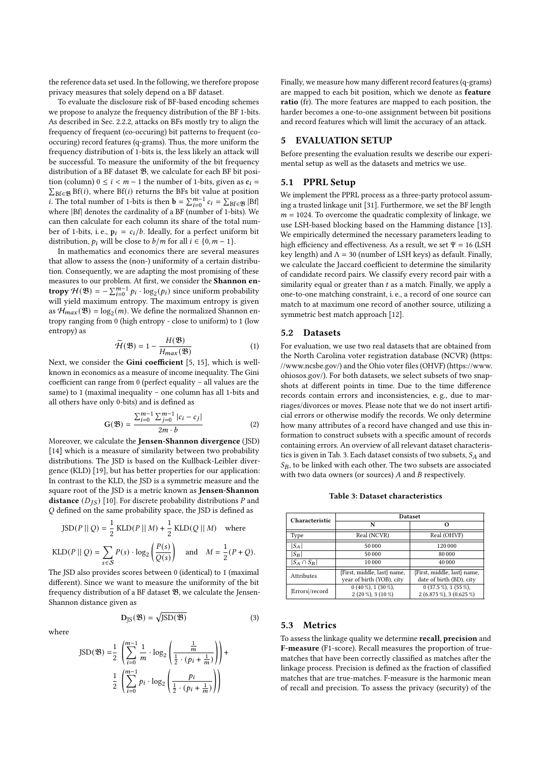the reference data set used. In the following, we therefore propose privacy measures that solely depend on a BF dataset.

To evaluate the disclosure risk of BF-based encoding schemes we propose to analyze the frequency distribution of the BF 1-bits. As described in Sec. 2.2.2, attacks on BFs mostly try to align the frequency of frequent (co-occuring) bit patterns to frequent (co-occuring) record features (q-grams). Thus, the more uniform the frequency distribution of 1-bits is, the less likely an attack will be successful. To measure the uniformity of the bit frequency distribution of a BF dataset $\mathfrak{B}$, we calculate for each BF bit position (column) $0 \leq i < m-1$ the number of 1-bits, given as $\mathbf{c}_i = \sum_{\mathrm{Bf} \in \mathfrak{B}} \mathrm{Bf}(i)$, where $\mathrm{Bf}(i)$ returns the BFs bit value at position $i$. The total number of 1-bits is then $\mathbf{b} = \sum_{i=0}^{m-1} c_i = \sum_{\mathrm{Bf} \in \mathfrak{B}} |\mathrm{Bf}|$ where $|\mathrm{Bf}|$ denotes the cardinality of a BF (number of 1-bits). We can then calculate for each column its share of the total number of 1-bits, i. e., $\mathbf{p}_i = c_i/b$. Ideally, for a perfect uniform bit distribution, $p_i$ will be close to $b/m$ for all $i \in \{0, m-1\}$.

In mathematics and economics there are several measures that allow to assess the (non-) uniformity of a certain distribution. Consequently, we are adapting the most promising of these measures to our problem. At first, we consider the **Shannon entropy** $\mathcal{H}(\mathfrak{B}) = -\sum_{i=0}^{m-1} p_i \cdot \log_2(p_i)$ since uniform probability will yield maximum entropy. The maximum entropy is given as $\mathcal{H}_{max}(\mathfrak{B}) = \log_2(m)$. We define the normalized Shannon entropy ranging from 0 (high entropy - close to uniform) to 1 (low entropy) as

$$\widetilde{\mathcal{H}}(\mathfrak{B}) = 1 - \frac{H(\mathfrak{B})}{H_{max}(\mathfrak{B})} \tag{1}$$

Next, we consider the **Gini coefficient** [5, 15], which is well-known in economics as a measure of income inequality. The Gini coefficient can range from 0 (perfect equality – all values are the same) to 1 (maximal inequality – one column has all 1-bits and all others have only 0-bits) and is defined as

$$\mathbf{G}(\mathfrak{B}) = \frac{\sum_{i=0}^{m-1} \sum_{j=0}^{m-1} |c_i - c_j|}{2m \cdot b} \tag{2}$$

Moreover, we calculate the **Jensen-Shannon divergence** (JSD) [14] which is a measure of similarity between two probability distributions. The JSD is based on the Kullback-Leibler divergence (KLD) [19], but has better properties for our application: In contrast to the KLD, the JSD is a symmetric measure and the square root of the JSD is a metric known as **Jensen-Shannon distance** ($D_{JS}$) [10]. For discrete probability distributions $P$ and $Q$ defined on the same probability space, the JSD is defined as

$$\mathrm{JSD}(P \,||\, Q) = \frac{1}{2}\,\mathrm{KLD}(P \,||\, M) + \frac{1}{2}\,\mathrm{KLD}(Q \,||\, M) \quad \text{where}$$

$$\mathrm{KLD}(P \,||\, Q) = \sum_{s \in \mathcal{S}} P(s) \cdot \log_2\left(\frac{P(s)}{Q(s)}\right) \quad \text{and} \quad M = \frac{1}{2}(P + Q).$$

The JSD also provides scores between 0 (identical) to 1 (maximal different). Since we want to measure the uniformity of the bit frequency distribution of a BF dataset $\mathfrak{B}$, we calculate the Jensen-Shannon distance given as

$$\mathbf{D}_{\mathrm{JS}}(\mathfrak{B}) = \sqrt{\mathrm{JSD}(\mathfrak{B})} \tag{3}$$

where

$$\mathrm{JSD}(\mathfrak{B}) = \frac{1}{2}\left(\sum_{i=0}^{m-1} \frac{1}{m} \cdot \log_2\left(\frac{\frac{1}{m}}{\frac{1}{2}\cdot(p_i + \frac{1}{m})}\right)\right) + \frac{1}{2}\left(\sum_{i=0}^{m-1} p_i \cdot \log_2\left(\frac{p_i}{\frac{1}{2}\cdot(p_i + \frac{1}{m})}\right)\right)$$

Finally, we measure how many different record features (q-grams) are mapped to each bit position, which we denote as **feature ratio** (fr). The more features are mapped to each position, the harder becomes a one-to-one assignment between bit positions and record features which will limit the accuracy of an attack.

## 5 EVALUATION SETUP

Before presenting the evaluation results we describe our experimental setup as well as the datasets and metrics we use.

### 5.1 PPRL Setup

We implement the PPRL process as a three-party protocol assuming a trusted linkage unit [31]. Furthermore, we set the BF length $m = 1024$. To overcome the quadratic complexity of linkage, we use LSH-based blocking based on the Hamming distance [13]. We empirically determined the necessary parameters leading to high efficiency and effectiveness. As a result, we set $\Psi = 16$ (LSH key length) and $\Lambda = 30$ (number of LSH keys) as default. Finally, we calculate the Jaccard coefficient to determine the similarity of candidate record pairs. We classify every record pair with a similarity equal or greater than $t$ as a match. Finally, we apply a one-to-one matching constraint, i. e., a record of one source can match to at maximum one record of another source, utilizing a symmetric best match approach [12].

### 5.2 Datasets

For evaluation, we use two real datasets that are obtained from the North Carolina voter registration database (NCVR) (https://www.ncsbe.gov/) and the Ohio voter files (OHVF) (https://www.ohiosos.gov/). For both datasets, we select subsets of two snapshots at different points in time. Due to the time difference records contain errors and inconsistencies, e. g., due to marriages/divorces or moves. Please note that we do not insert artificial errors or otherwise modify the records. We only determine how many attributes of a record have changed and use this information to construct subsets with a specific amount of records containing errors. An overview of all relevant dataset characteristics is given in Tab. 3. Each dataset consists of two subsets, $S_A$ and $S_B$, to be linked with each other. The two subsets are associated with two data owners (or sources) $A$ and $B$ respectively.

**Table 3: Dataset characteristics**

| Characteristic | Dataset | |
|---|---|---|
| | N | O |
| Type | Real (NCVR) | Real (OHVF) |
| $\lvert S_A \rvert$ | 50 000 | 120 000 |
| $\lvert S_B \rvert$ | 50 000 | 80 000 |
| $\lvert S_A \cap S_B \rvert$ | 10 000 | 40 000 |
| Attributes | {First, middle, last} name, year of birth (YOB), city | {First, middle, last} name, date of birth (BD), city |
| \|Errors\|/record | 0 (40 %), 1 (30 %), 2 (20 %), 3 (10 %) | 0 (37.5 %), 1 (55 %), 2 (6.875 %), 3 (0.625 %) |

### 5.3 Metrics

To assess the linkage quality we determine **recall**, **precision** and **F-measure** (F1-score). Recall measures the proportion of true-matches that have been correctly classified as matches after the linkage process. Precision is defined as the fraction of classified matches that are true-matches. F-measure is the harmonic mean of recall and precision. To assess the privacy (security) of the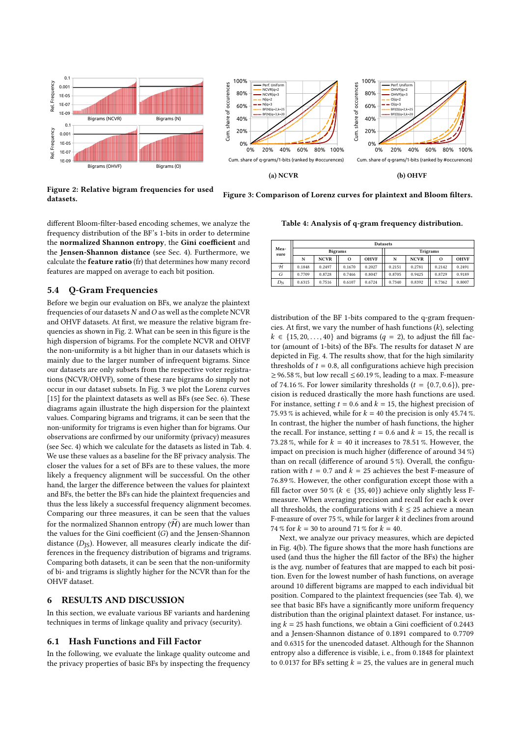Figure 2: Relative bigram frequencies for used datasets.

(a) NCVR

(b) OHVF

Figure 3: Comparison of Lorenz curves for plaintext and Bloom filters.

different Bloom-filter-based encoding schemes, we analyze the frequency distribution of the BF's 1-bits in order to determine the **normalized Shannon entropy**, the **Gini coefficient** and the **Jensen-Shannon distance** (see Sec. 4). Furthermore, we calculate the **feature ratio** (fr) that determines how many record features are mapped on average to each bit position.

## 5.4 Q-Gram Frequencies

Before we begin our evaluation on BFs, we analyze the plaintext frequencies of our datasets $N$ and $O$ as well as the complete NCVR and OHVF datasets. At first, we measure the relative bigram frequencies as shown in Fig. 2. What can be seen in this figure is the high dispersion of bigrams. For the complete NCVR and OHVF the non-uniformity is a bit higher than in our datasets which is mainly due to the larger number of infrequent bigrams. Since our datasets are only subsets from the respective voter registrations (NCVR/OHVF), some of these rare bigrams do simply not occur in our dataset subsets. In Fig. 3 we plot the Lorenz curves [15] for the plaintext datasets as well as BFs (see Sec. 6). These diagrams again illustrate the high dispersion for the plaintext values. Comparing bigrams and trigrams, it can be seen that the non-uniformity for trigrams is even higher than for bigrams. Our observations are confirmed by our uniformity (privacy) measures (see Sec. 4) which we calculate for the datasets as listed in Tab. 4. We use these values as a baseline for the BF privacy analysis. The closer the values for a set of BFs are to these values, the more likely a frequency alignment will be successful. On the other hand, the larger the difference between the values for plaintext and BFs, the better the BFs can hide the plaintext frequencies and thus the less likely a successful frequency alignment becomes. Comparing our three measures, it can be seen that the values for the normalized Shannon entropy ($\widetilde{\mathcal{H}}$) are much lower than the values for the Gini coefficient ($G$) and the Jensen-Shannon distance ($D_{\text{JS}}$). However, all measures clearly indicate the differences in the frequency distribution of bigrams and trigrams. Comparing both datasets, it can be seen that the non-uniformity of bi- and trigrams is slightly higher for the NCVR than for the OHVF dataset.

# 6 RESULTS AND DISCUSSION

In this section, we evaluate various BF variants and hardening techniques in terms of linkage quality and privacy (security).

## 6.1 Hash Functions and Fill Factor

In the following, we evaluate the linkage quality outcome and the privacy properties of basic BFs by inspecting the frequency distribution of the BF 1-bits compared to the q-gram frequencies. At first, we vary the number of hash functions ($k$), selecting $k \in \{15, 20, \dots, 40\}$ and bigrams ($q = 2$), to adjust the fill factor (amount of 1-bits) of the BFs. The results for dataset $N$ are depicted in Fig. 4. The results show, that for the high similarity thresholds of $t = 0.8$, all configurations achieve high precision $\geq 96.58\,\%$, but low recall $\leq 60.19\,\%$, leading to a max. F-measure of 74.16 %. For lower similarity thresholds ($t = \{0.7, 0.6\}$), precision is reduced drastically the more hash functions are used. For instance, setting $t = 0.6$ and $k = 15$, the highest precision of 75.93 % is achieved, while for $k = 40$ the precision is only 45.74 %. In contrast, the higher the number of hash functions, the higher the recall. For instance, setting $t = 0.6$ and $k = 15$, the recall is 73.28 %, while for $k = 40$ it increases to 78.51 %. However, the impact on precision is much higher (difference of around 34 %) than on recall (difference of around 5 %). Overall, the configuration with $t = 0.7$ and $k = 25$ achieves the best F-measure of 76.89 %. However, the other configuration except those with a fill factor over 50 % ($k \in \{35, 40\}$) achieve only slightly less F-measure. When averaging precision and recall for each k over all thresholds, the configurations with $k \leq 25$ achieve a mean F-measure of over 75 %, while for larger $k$ it declines from around 74 % for $k = 30$ to around 71 % for $k = 40$.

Next, we analyze our privacy measures, which are depicted in Fig. 4(b). The figure shows that the more hash functions are used (and thus the higher the fill factor of the BFs) the higher is the avg. number of features that are mapped to each bit position. Even for the lowest number of hash functions, on average around 10 different bigrams are mapped to each individual bit position. Compared to the plaintext frequencies (see Tab. 4), we see that basic BFs have a significantly more uniform frequency distribution than the original plaintext dataset. For instance, using $k = 25$ hash functions, we obtain a Gini coefficient of 0.2443 and a Jensen-Shannon distance of 0.1891 compared to 0.7709 and 0.6315 for the unencoded dataset. Although for the Shannon entropy also a difference is visible, i. e., from 0.1848 for plaintext to 0.0137 for BFs setting $k = 25$, the values are in general much

Table 4: Analysis of q-gram frequency distribution.

| Measure | Bigrams | | | | Trigrams | | | |
|---|---|---|---|---|---|---|---|---|
| | N | NCVR | O | OHVF | N | NCVR | O | OHVF |
| $\widetilde{\mathcal{H}}$ | 0.1848 | 0.2497 | 0.1670 | 0.2027 | 0.2151 | 0.2781 | 0.2142 | 0.2491 |
| $G$ | 0.7709 | 0.8728 | 0.7466 | 0.8047 | 0.8705 | 0.9425 | 0.8729 | 0.9189 |
| $D_{\text{JS}}$ | 0.6315 | 0.7516 | 0.6107 | 0.6724 | 0.7340 | 0.8392 | 0.7362 | 0.8007 |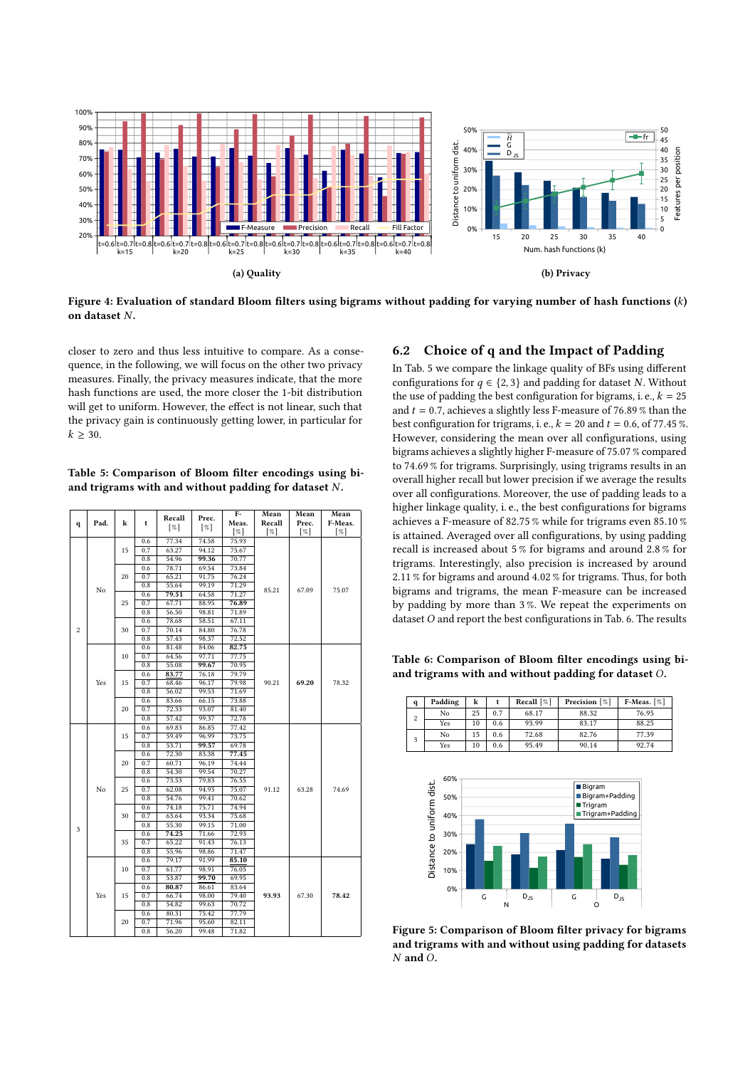**(a) Quality**

**(b) Privacy**

**Figure 4: Evaluation of standard Bloom filters using bigrams without padding for varying number of hash functions ($k$) on dataset $N$.**

closer to zero and thus less intuitive to compare. As a consequence, in the following, we will focus on the other two privacy measures. Finally, the privacy measures indicate, that the more hash functions are used, the more closer the 1-bit distribution will get to uniform. However, the effect is not linear, such that the privacy gain is continuously getting lower, in particular for $k \geq 30$.

**Table 5: Comparison of Bloom filter encodings using bi- and trigrams with and without padding for dataset $N$.**

| q | Pad. | k | t | Recall [%] | Prec. [%] | F-Meas. [%] | Mean Recall [%] | Mean Prec. [%] | Mean F-Meas. [%] |
|---|---|---|---|---|---|---|---|---|---|
| 2 | No | 15 | 0.6 | 77.34 | 74.58 | 75.93 | 85.21 | 67.09 | 75.07 |
| | | | 0.7 | 63.27 | 94.12 | 75.67 | | | |
| | | | 0.8 | 54.96 | **99.36** | 70.77 | | | |
| | | 20 | 0.6 | 78.71 | 69.54 | 73.84 | | | |
| | | | 0.7 | 65.21 | 91.75 | 76.24 | | | |
| | | | 0.8 | 55.64 | 99.19 | 71.29 | | | |
| | | 25 | 0.6 | **79.51** | 64.58 | 71.27 | | | |
| | | | 0.7 | 67.71 | 88.95 | **76.89** | | | |
| | | | 0.8 | 56.50 | 98.81 | 71.89 | | | |
| | | 30 | 0.6 | 78.68 | 58.51 | 67.11 | | | |
| | | | 0.7 | 70.14 | 84.80 | 76.78 | | | |
| | | | 0.8 | 57.43 | 98.37 | 72.52 | | | |
| | Yes | 10 | 0.6 | 81.48 | 84.06 | **82.75** | 90.21 | **69.20** | 78.32 |
| | | | 0.7 | 64.56 | 97.71 | 77.75 | | | |
| | | | 0.8 | 55.08 | **99.67** | 70.95 | | | |
| | | 15 | 0.6 | **83.77** | 76.18 | 79.79 | | | |
| | | | 0.7 | 68.46 | 96.17 | 79.98 | | | |
| | | | 0.8 | 56.02 | 99.53 | 71.69 | | | |
| | | 20 | 0.6 | 83.66 | 66.15 | 73.88 | | | |
| | | | 0.7 | 72.33 | 93.07 | 81.40 | | | |
| | | | 0.8 | 57.42 | 99.37 | 72.78 | | | |
| 3 | No | 15 | 0.6 | 69.83 | 86.85 | 77.42 | 91.12 | 63.28 | 74.69 |
| | | | 0.7 | 59.49 | 96.99 | 73.75 | | | |
| | | | 0.8 | 53.71 | **99.57** | 69.78 | | | |
| | | 20 | 0.6 | 72.30 | 83.38 | **77.45** | | | |
| | | | 0.7 | 60.71 | 96.19 | 74.44 | | | |
| | | | 0.8 | 54.30 | 99.54 | 70.27 | | | |
| | | 25 | 0.6 | 73.53 | 79.83 | 76.55 | | | |
| | | | 0.7 | 62.08 | 94.93 | 75.07 | | | |
| | | | 0.8 | 54.76 | 99.41 | 70.62 | | | |
| | | 30 | 0.6 | 74.18 | 75.71 | 74.94 | | | |
| | | | 0.7 | 63.64 | 93.34 | 75.68 | | | |
| | | | 0.8 | 55.30 | 99.15 | 71.00 | | | |
| | | 35 | 0.6 | **74.25** | 71.66 | 72.93 | | | |
| | | | 0.7 | 65.22 | 91.43 | 76.13 | | | |
| | | | 0.8 | 55.96 | 98.86 | 71.47 | | | |
| | Yes | 10 | 0.6 | 79.17 | 91.99 | **85.10** | **93.93** | 67.30 | **78.42** |
| | | | 0.7 | 61.77 | 98.91 | 76.05 | | | |
| | | | 0.8 | 53.87 | **99.70** | 69.95 | | | |
| | | 15 | 0.6 | **80.87** | 86.61 | 83.64 | | | |
| | | | 0.7 | 66.74 | 98.00 | 79.40 | | | |
| | | | 0.8 | 54.82 | 99.63 | 70.72 | | | |
| | | 20 | 0.6 | 80.31 | 75.42 | 77.79 | | | |
| | | | 0.7 | 71.96 | 95.60 | 82.11 | | | |
| | | | 0.8 | 56.20 | 99.48 | 71.82 | | | |

## 6.2 Choice of q and the Impact of Padding

In Tab. 5 we compare the linkage quality of BFs using different configurations for $q \in \{2, 3\}$ and padding for dataset $N$. Without the use of padding the best configuration for bigrams, i. e., $k = 25$ and $t = 0.7$, achieves a slightly less F-measure of 76.89 % than the best configuration for trigrams, i. e., $k = 20$ and $t = 0.6$, of 77.45 %. However, considering the mean over all configurations, using bigrams achieves a slightly higher F-measure of 75.07 % compared to 74.69 % for trigrams. Surprisingly, using trigrams results in an overall higher recall but lower precision if we average the results over all configurations. Moreover, the use of padding leads to a higher linkage quality, i. e., the best configurations for bigrams achieves a F-measure of 82.75 % while for trigrams even 85.10 % is attained. Averaged over all configurations, by using padding recall is increased about 5 % for bigrams and around 2.8 % for trigrams. Interestingly, also precision is increased by around 2.11 % for bigrams and around 4.02 % for trigrams. Thus, for both bigrams and trigrams, the mean F-measure can be increased by padding by more than 3 %. We repeat the experiments on dataset $O$ and report the best configurations in Tab. 6. The results

**Table 6: Comparison of Bloom filter encodings using bi- and trigrams with and without padding for dataset $O$.**

| q | Padding | k | t | Recall [%] | Precision [%] | F-Meas. [%] |
|---|---|---|---|---|---|---|
| 2 | No | 25 | 0.7 | 68.17 | 88.32 | 76.95 |
| | Yes | 10 | 0.6 | 93.99 | 83.17 | 88.25 |
| 3 | No | 15 | 0.6 | 72.68 | 82.76 | 77.39 |
| | Yes | 10 | 0.6 | 95.49 | 90.14 | 92.74 |

**Figure 5: Comparison of Bloom filter privacy for bigrams and trigrams with and without using padding for datasets $N$ and $O$.**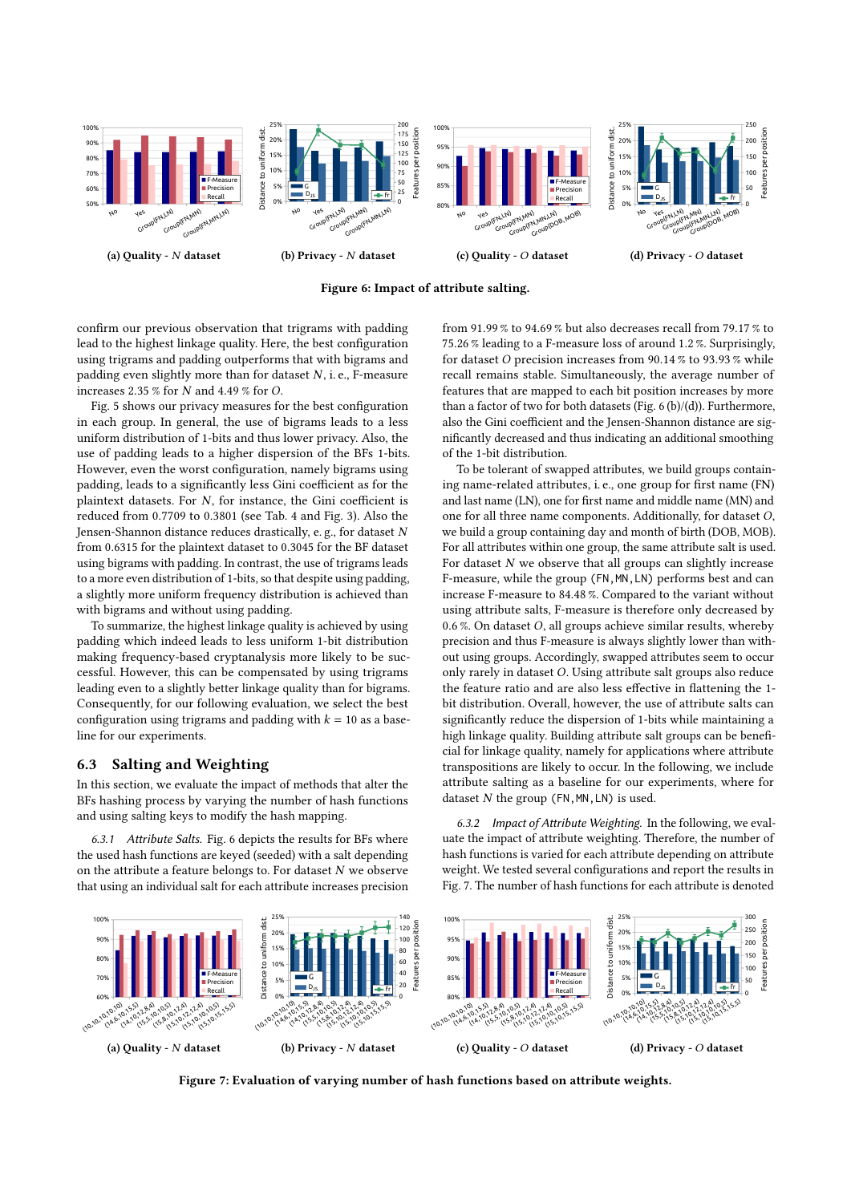**(a) Quality - $N$ dataset** **(b) Privacy - $N$ dataset** **(c) Quality - $O$ dataset** **(d) Privacy - $O$ dataset**

**Figure 6: Impact of attribute salting.**

confirm our previous observation that trigrams with padding lead to the highest linkage quality. Here, the best configuration using trigrams and padding outperforms that with bigrams and padding even slightly more than for dataset $N$, i. e., F-measure increases 2.35 % for $N$ and 4.49 % for $O$.

Fig. 5 shows our privacy measures for the best configuration in each group. In general, the use of bigrams leads to a less uniform distribution of 1-bits and thus lower privacy. Also, the use of padding leads to a higher dispersion of the BFs 1-bits. However, even the worst configuration, namely bigrams using padding, leads to a significantly less Gini coefficient as for the plaintext datasets. For $N$, for instance, the Gini coefficient is reduced from 0.7709 to 0.3801 (see Tab. 4 and Fig. 3). Also the Jensen-Shannon distance reduces drastically, e. g., for dataset $N$ from 0.6315 for the plaintext dataset to 0.3045 for the BF dataset using bigrams with padding. In contrast, the use of trigrams leads to a more even distribution of 1-bits, so that despite using padding, a slightly more uniform frequency distribution is achieved than with bigrams and without using padding.

To summarize, the highest linkage quality is achieved by using padding which indeed leads to less uniform 1-bit distribution making frequency-based cryptanalysis more likely to be successful. However, this can be compensated by using trigrams leading even to a slightly better linkage quality than for bigrams. Consequently, for our following evaluation, we select the best configuration using trigrams and padding with $k = 10$ as a baseline for our experiments.

## 6.3 Salting and Weighting

In this section, we evaluate the impact of methods that alter the BFs hashing process by varying the number of hash functions and using salting keys to modify the hash mapping.

*6.3.1 Attribute Salts.* Fig. 6 depicts the results for BFs where the used hash functions are keyed (seeded) with a salt depending on the attribute a feature belongs to. For dataset $N$ we observe that using an individual salt for each attribute increases precision from 91.99 % to 94.69 % but also decreases recall from 79.17 % to 75.26 % leading to a F-measure loss of around 1.2 %. Surprisingly, for dataset $O$ precision increases from 90.14 % to 93.93 % while recall remains stable. Simultaneously, the average number of features that are mapped to each bit position increases by more than a factor of two for both datasets (Fig. 6 (b)/(d)). Furthermore, also the Gini coefficient and the Jensen-Shannon distance are significantly decreased and thus indicating an additional smoothing of the 1-bit distribution.

To be tolerant of swapped attributes, we build groups containing name-related attributes, i. e., one group for first name (FN) and last name (LN), one for first name and middle name (MN) and one for all three name components. Additionally, for dataset $O$, we build a group containing day and month of birth (DOB, MOB). For all attributes within one group, the same attribute salt is used. For dataset $N$ we observe that all groups can slightly increase F-measure, while the group (FN,MN,LN) performs best and can increase F-measure to 84.48 %. Compared to the variant without using attribute salts, F-measure is therefore only decreased by 0.6 %. On dataset $O$, all groups achieve similar results, whereby precision and thus F-measure is always slightly lower than without using groups. Accordingly, swapped attributes seem to occur only rarely in dataset $O$. Using attribute salt groups also reduce the feature ratio and are also less effective in flattening the 1-bit distribution. Overall, however, the use of attribute salts can significantly reduce the dispersion of 1-bits while maintaining a high linkage quality. Building attribute salt groups can be beneficial for linkage quality, namely for applications where attribute transpositions are likely to occur. In the following, we include attribute salting as a baseline for our experiments, where for dataset $N$ the group (FN,MN,LN) is used.

*6.3.2 Impact of Attribute Weighting.* In the following, we evaluate the impact of attribute weighting. Therefore, the number of hash functions is varied for each attribute depending on attribute weight. We tested several configurations and report the results in Fig. 7. The number of hash functions for each attribute is denoted

**(a) Quality - $N$ dataset** **(b) Privacy - $N$ dataset** **(c) Quality - $O$ dataset** **(d) Privacy - $O$ dataset**

**Figure 7: Evaluation of varying number of hash functions based on attribute weights.**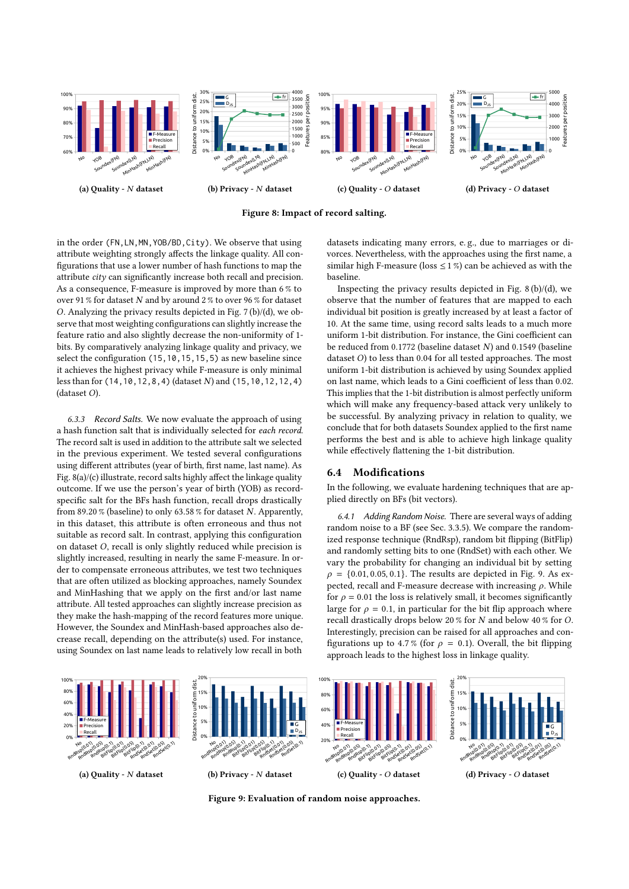**(a) Quality - $N$ dataset** **(b) Privacy - $N$ dataset** **(c) Quality - $O$ dataset** **(d) Privacy - $O$ dataset**

**Figure 8: Impact of record salting.**

in the order (FN,LN,MN,YOB/BD,City). We observe that using attribute weighting strongly affects the linkage quality. All configurations that use a lower number of hash functions to map the attribute *city* can significantly increase both recall and precision. As a consequence, F-measure is improved by more than 6 % to over 91 % for dataset $N$ and by around 2 % to over 96 % for dataset $O$. Analyzing the privacy results depicted in Fig. 7 (b)/(d), we observe that most weighting configurations can slightly increase the feature ratio and also slightly decrease the non-uniformity of 1-bits. By comparatively analyzing linkage quality and privacy, we select the configuration (15,10,15,15,5) as new baseline since it achieves the highest privacy while F-measure is only minimal less than for (14,10,12,8,4) (dataset $N$) and (15,10,12,12,4) (dataset $O$).

*6.3.3 Record Salts.* We now evaluate the approach of using a hash function salt that is individually selected for *each record*. The record salt is used in addition to the attribute salt we selected in the previous experiment. We tested several configurations using different attributes (year of birth, first name, last name). As Fig. 8(a)/(c) illustrate, record salts highly affect the linkage quality outcome. If we use the person's year of birth (YOB) as record-specific salt for the BFs hash function, recall drops drastically from 89.20 % (baseline) to only 63.58 % for dataset $N$. Apparently, in this dataset, this attribute is often erroneous and thus not suitable as record salt. In contrast, applying this configuration on dataset $O$, recall is only slightly reduced while precision is slightly increased, resulting in nearly the same F-measure. In order to compensate erroneous attributes, we test two techniques that are often utilized as blocking approaches, namely Soundex and MinHashing that we apply on the first and/or last name attribute. All tested approaches can slightly increase precision as they make the hash-mapping of the record features more unique. However, the Soundex and MinHash-based approaches also decrease recall, depending on the attribute(s) used. For instance, using Soundex on last name leads to relatively low recall in both datasets indicating many errors, e. g., due to marriages or divorces. Nevertheless, with the approaches using the first name, a similar high F-measure (loss $\leq 1$ %) can be achieved as with the baseline.

Inspecting the privacy results depicted in Fig. 8 (b)/(d), we observe that the number of features that are mapped to each individual bit position is greatly increased by at least a factor of 10. At the same time, using record salts leads to a much more uniform 1-bit distribution. For instance, the Gini coefficient can be reduced from 0.1772 (baseline dataset $N$) and 0.1549 (baseline dataset $O$) to less than 0.04 for all tested approaches. The most uniform 1-bit distribution is achieved by using Soundex applied on last name, which leads to a Gini coefficient of less than 0.02. This implies that the 1-bit distribution is almost perfectly uniform which will make any frequency-based attack very unlikely to be successful. By analyzing privacy in relation to quality, we conclude that for both datasets Soundex applied to the first name performs the best and is able to achieve high linkage quality while effectively flattening the 1-bit distribution.

## 6.4 Modifications

In the following, we evaluate hardening techniques that are applied directly on BFs (bit vectors).

*6.4.1 Adding Random Noise.* There are several ways of adding random noise to a BF (see Sec. 3.3.5). We compare the randomized response technique (RndRsp), random bit flipping (BitFlip) and randomly setting bits to one (RndSet) with each other. We vary the probability for changing an individual bit by setting $\rho = \{0.01, 0.05, 0.1\}$. The results are depicted in Fig. 9. As expected, recall and F-measure decrease with increasing $\rho$. While for $\rho = 0.01$ the loss is relatively small, it becomes significantly large for $\rho = 0.1$, in particular for the bit flip approach where recall drastically drops below 20 % for $N$ and below 40 % for $O$. Interestingly, precision can be raised for all approaches and configurations up to 4.7 % (for $\rho = 0.1$). Overall, the bit flipping approach leads to the highest loss in linkage quality.

**(a) Quality - $N$ dataset** **(b) Privacy - $N$ dataset** **(c) Quality - $O$ dataset** **(d) Privacy - $O$ dataset**

**Figure 9: Evaluation of random noise approaches.**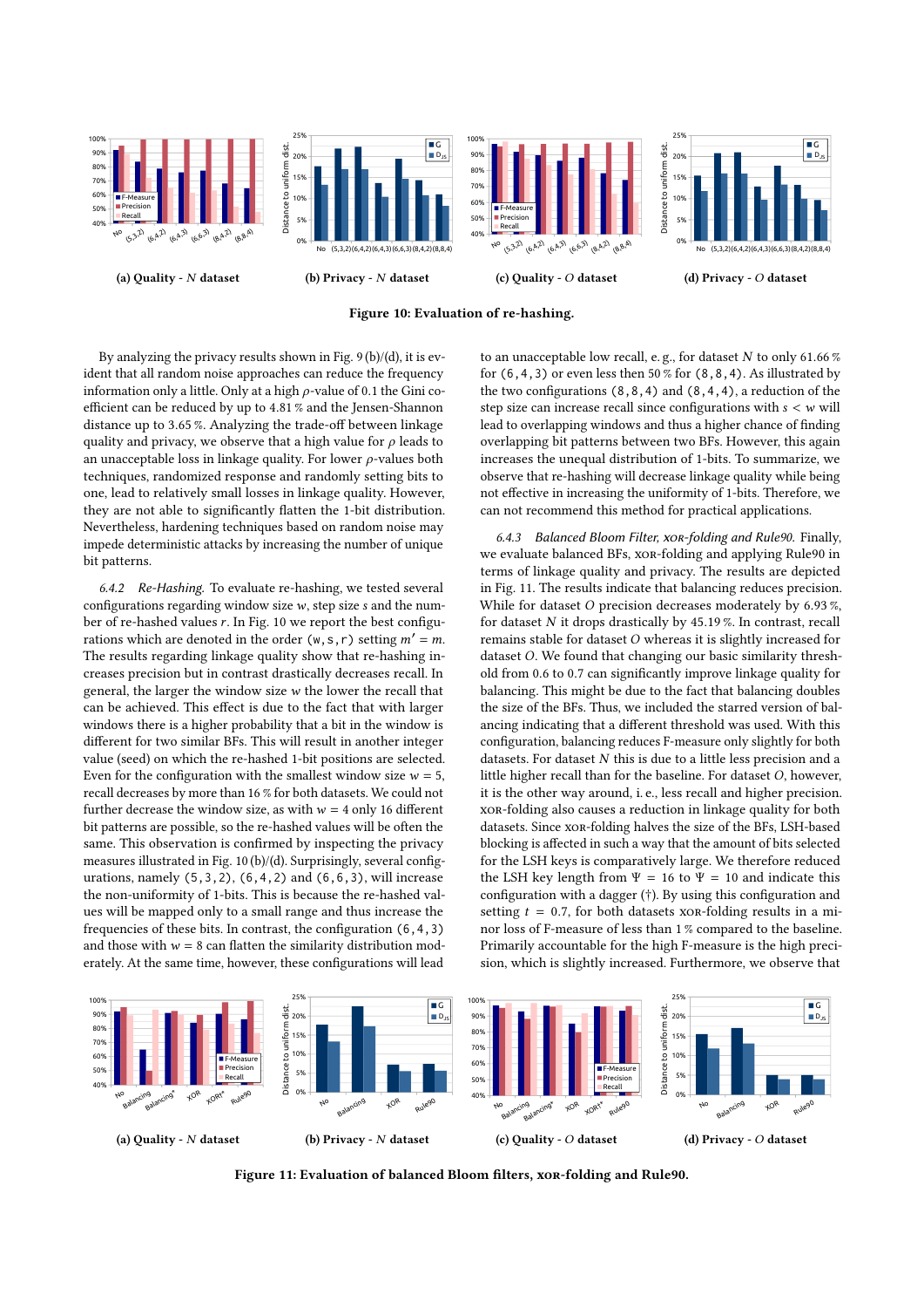(a) Quality - $N$ dataset

(b) Privacy - $N$ dataset

(c) Quality - $O$ dataset

(d) Privacy - $O$ dataset

**Figure 10: Evaluation of re-hashing.**

By analyzing the privacy results shown in Fig. 9 (b)/(d), it is evident that all random noise approaches can reduce the frequency information only a little. Only at a high $\rho$-value of 0.1 the Gini coefficient can be reduced by up to 4.81 % and the Jensen-Shannon distance up to 3.65 %. Analyzing the trade-off between linkage quality and privacy, we observe that a high value for $\rho$ leads to an unacceptable loss in linkage quality. For lower $\rho$-values both techniques, randomized response and randomly setting bits to one, lead to relatively small losses in linkage quality. However, they are not able to significantly flatten the 1-bit distribution. Nevertheless, hardening techniques based on random noise may impede deterministic attacks by increasing the number of unique bit patterns.

#### 6.4.2 Re-Hashing.

To evaluate re-hashing, we tested several configurations regarding window size $w$, step size $s$ and the number of re-hashed values $r$. In Fig. 10 we report the best configurations which are denoted in the order $(w, s, r)$ setting $m' = m$. The results regarding linkage quality show that re-hashing increases precision but in contrast drastically decreases recall. In general, the larger the window size $w$ the lower the recall that can be achieved. This effect is due to the fact that with larger windows there is a higher probability that a bit in the window is different for two similar BFs. This will result in another integer value (seed) on which the re-hashed 1-bit positions are selected. Even for the configuration with the smallest window size $w = 5$, recall decreases by more than 16 % for both datasets. We could not further decrease the window size, as with $w = 4$ only 16 different bit patterns are possible, so the re-hashed values will be often the same. This observation is confirmed by inspecting the privacy measures illustrated in Fig. 10 (b)/(d). Surprisingly, several configurations, namely $(5, 3, 2)$, $(6, 4, 2)$ and $(6, 6, 3)$, will increase the non-uniformity of 1-bits. This is because the re-hashed values will be mapped only to a small range and thus increase the frequencies of these bits. In contrast, the configuration $(6, 4, 3)$ and those with $w = 8$ can flatten the similarity distribution moderately. At the same time, however, these configurations will lead to an unacceptable low recall, e. g., for dataset $N$ to only 61.66 % for $(6, 4, 3)$ or even less then 50 % for $(8, 8, 4)$. As illustrated by the two configurations $(8, 8, 4)$ and $(8, 4, 4)$, a reduction of the step size can increase recall since configurations with $s < w$ will lead to overlapping windows and thus a higher chance of finding overlapping bit patterns between two BFs. However, this again increases the unequal distribution of 1-bits. To summarize, we observe that re-hashing will decrease linkage quality while being not effective in increasing the uniformity of 1-bits. Therefore, we can not recommend this method for practical applications.

#### 6.4.3 Balanced Bloom Filter, XOR-folding and Rule90.

Finally, we evaluate balanced BFs, XOR-folding and applying Rule90 in terms of linkage quality and privacy. The results are depicted in Fig. 11. The results indicate that balancing reduces precision. While for dataset $O$ precision decreases moderately by 6.93 %, for dataset $N$ it drops drastically by 45.19 %. In contrast, recall remains stable for dataset $O$ whereas it is slightly increased for dataset $O$. We found that changing our basic similarity threshold from 0.6 to 0.7 can significantly improve linkage quality for balancing. This might be due to the fact that balancing doubles the size of the BFs. Thus, we included the starred version of balancing indicating that a different threshold was used. With this configuration, balancing reduces F-measure only slightly for both datasets. For dataset $N$ this is due to a little less precision and a little higher recall than for the baseline. For dataset $O$, however, it is the other way around, i. e., less recall and higher precision. XOR-folding also causes a reduction in linkage quality for both datasets. Since XOR-folding halves the size of the BFs, LSH-based blocking is affected in such a way that the amount of bits selected for the LSH keys is comparatively large. We therefore reduced the LSH key length from $\Psi = 16$ to $\Psi = 10$ and indicate this configuration with a dagger (†). By using this configuration and setting $t = 0.7$, for both datasets XOR-folding results in a minor loss of F-measure of less than 1 % compared to the baseline. Primarily accountable for the high F-measure is the high precision, which is slightly increased. Furthermore, we observe that

(a) Quality - $N$ dataset

(b) Privacy - $N$ dataset

(c) Quality - $O$ dataset

(d) Privacy - $O$ dataset

**Figure 11: Evaluation of balanced Bloom filters, XOR-folding and Rule90.**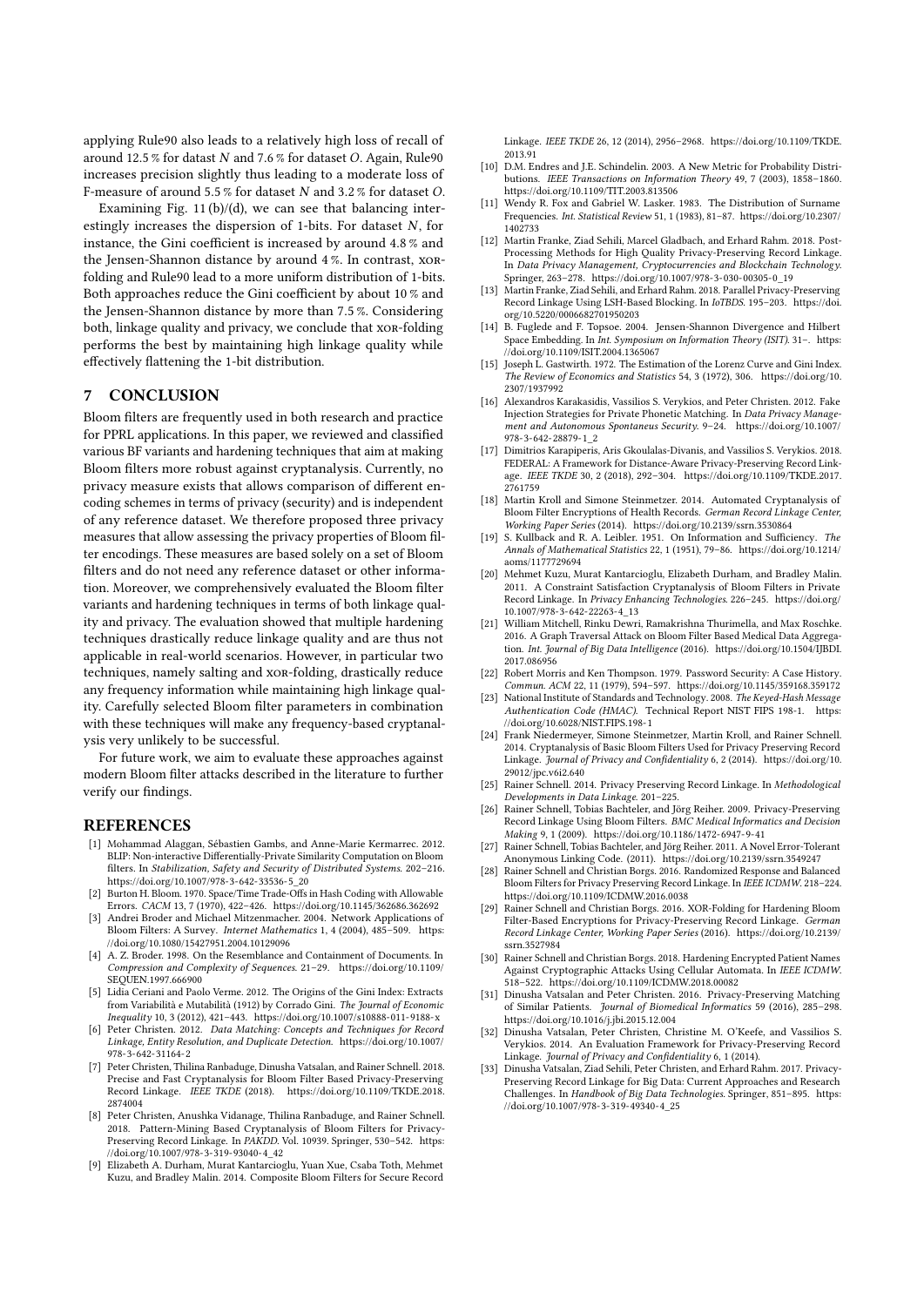applying Rule90 also leads to a relatively high loss of recall of around 12.5 % for datast $N$ and 7.6 % for dataset $O$. Again, Rule90 increases precision slightly thus leading to a moderate loss of F-measure of around 5.5 % for dataset $N$ and 3.2 % for dataset $O$.

Examining Fig. 11 (b)/(d), we can see that balancing interestingly increases the dispersion of 1-bits. For dataset $N$, for instance, the Gini coefficient is increased by around 4.8 % and the Jensen-Shannon distance by around 4 %. In contrast, XOR-folding and Rule90 lead to a more uniform distribution of 1-bits. Both approaches reduce the Gini coefficient by about 10 % and the Jensen-Shannon distance by more than 7.5 %. Considering both, linkage quality and privacy, we conclude that XOR-folding performs the best by maintaining high linkage quality while effectively flattening the 1-bit distribution.

## 7 CONCLUSION

Bloom filters are frequently used in both research and practice for PPRL applications. In this paper, we reviewed and classified various BF variants and hardening techniques that aim at making Bloom filters more robust against cryptanalysis. Currently, no privacy measure exists that allows comparison of different encoding schemes in terms of privacy (security) and is independent of any reference dataset. We therefore proposed three privacy measures that allow assessing the privacy properties of Bloom filter encodings. These measures are based solely on a set of Bloom filters and do not need any reference dataset or other information. Moreover, we comprehensively evaluated the Bloom filter variants and hardening techniques in terms of both linkage quality and privacy. The evaluation showed that multiple hardening techniques drastically reduce linkage quality and are thus not applicable in real-world scenarios. However, in particular two techniques, namely salting and XOR-folding, drastically reduce any frequency information while maintaining high linkage quality. Carefully selected Bloom filter parameters in combination with these techniques will make any frequency-based cryptanalysis very unlikely to be successful.

For future work, we aim to evaluate these approaches against modern Bloom filter attacks described in the literature to further verify our findings.

## REFERENCES

- [1] Mohammad Alaggan, Sébastien Gambs, and Anne-Marie Kermarrec. 2012. BLIP: Non-interactive Differentially-Private Similarity Computation on Bloom filters. In *Stabilization, Safety and Security of Distributed Systems*. 202–216. https://doi.org/10.1007/978-3-642-33536-5_20
- [2] Burton H. Bloom. 1970. Space/Time Trade-Offs in Hash Coding with Allowable Errors. *CACM* 13, 7 (1970), 422–426. https://doi.org/10.1145/362686.362692
- [3] Andrei Broder and Michael Mitzenmacher. 2004. Network Applications of Bloom Filters: A Survey. *Internet Mathematics* 1, 4 (2004), 485–509. https://doi.org/10.1080/15427951.2004.10129096
- [4] A. Z. Broder. 1998. On the Resemblance and Containment of Documents. In *Compression and Complexity of Sequences*. 21–29. https://doi.org/10.1109/SEQUEN.1997.666900
- [5] Lidia Ceriani and Paolo Verme. 2012. The Origins of the Gini Index: Extracts from Variabilità e Mutabilità (1912) by Corrado Gini. *The Journal of Economic Inequality* 10, 3 (2012), 421–443. https://doi.org/10.1007/s10888-011-9188-x
- [6] Peter Christen. 2012. *Data Matching: Concepts and Techniques for Record Linkage, Entity Resolution, and Duplicate Detection*. https://doi.org/10.1007/978-3-642-31164-2
- [7] Peter Christen, Thilina Ranbaduge, Dinusha Vatsalan, and Rainer Schnell. 2018. Precise and Fast Cryptanalysis for Bloom Filter Based Privacy-Preserving Record Linkage. *IEEE TKDE* (2018). https://doi.org/10.1109/TKDE.2018.2874004
- [8] Peter Christen, Anushka Vidanage, Thilina Ranbaduge, and Rainer Schnell. 2018. Pattern-Mining Based Cryptanalysis of Bloom Filters for Privacy-Preserving Record Linkage. In *PAKDD*. Vol. 10939. Springer, 530–542. https://doi.org/10.1007/978-3-319-93040-4_42
- [9] Elizabeth A. Durham, Murat Kantarcioglu, Yuan Xue, Csaba Toth, Mehmet Kuzu, and Bradley Malin. 2014. Composite Bloom Filters for Secure Record Linkage. *IEEE TKDE* 26, 12 (2014), 2956–2968. https://doi.org/10.1109/TKDE.2013.91
- [10] D.M. Endres and J.E. Schindelin. 2003. A New Metric for Probability Distributions. *IEEE Transactions on Information Theory* 49, 7 (2003), 1858–1860. https://doi.org/10.1109/TIT.2003.813506
- [11] Wendy R. Fox and Gabriel W. Lasker. 1983. The Distribution of Surname Frequencies. *Int. Statistical Review* 51, 1 (1983), 81–87. https://doi.org/10.2307/1402733
- [12] Martin Franke, Ziad Sehili, Marcel Gladbach, and Erhard Rahm. 2018. Post-Processing Methods for High Quality Privacy-Preserving Record Linkage. In *Data Privacy Management, Cryptocurrencies and Blockchain Technology*. Springer, 263–278. https://doi.org/10.1007/978-3-030-00305-0_19
- [13] Martin Franke, Ziad Sehili, and Erhard Rahm. 2018. Parallel Privacy-Preserving Record Linkage Using LSH-Based Blocking. In *IoTBDS*. 195–203. https://doi.org/10.5220/0006682701950203
- [14] B. Fuglede and F. Topsoe. 2004. Jensen-Shannon Divergence and Hilbert Space Embedding. In *Int. Symposium on Information Theory (ISIT)*. 31–. https://doi.org/10.1109/ISIT.2004.1365067
- [15] Joseph L. Gastwirth. 1972. The Estimation of the Lorenz Curve and Gini Index. *The Review of Economics and Statistics* 54, 3 (1972), 306. https://doi.org/10.2307/1937992
- [16] Alexandros Karakasidis, Vassilios S. Verykios, and Peter Christen. 2012. Fake Injection Strategies for Private Phonetic Matching. In *Data Privacy Management and Autonomous Spontaneus Security*. 9–24. https://doi.org/10.1007/978-3-642-28879-1_2
- [17] Dimitrios Karapiperis, Aris Gkoulalas-Divanis, and Vassilios S. Verykios. 2018. FEDERAL: A Framework for Distance-Aware Privacy-Preserving Record Linkage. *IEEE TKDE* 30, 2 (2018), 292–304. https://doi.org/10.1109/TKDE.2017.2761759
- [18] Martin Kroll and Simone Steinmetzer. 2014. Automated Cryptanalysis of Bloom Filter Encryptions of Health Records. *German Record Linkage Center, Working Paper Series* (2014). https://doi.org/10.2139/ssrn.3530864
- [19] S. Kullback and R. A. Leibler. 1951. On Information and Sufficiency. *The Annals of Mathematical Statistics* 22, 1 (1951), 79–86. https://doi.org/10.1214/aoms/1177729694
- [20] Mehmet Kuzu, Murat Kantarcioglu, Elizabeth Durham, and Bradley Malin. 2011. A Constraint Satisfaction Cryptanalysis of Bloom Filters in Private Record Linkage. In *Privacy Enhancing Technologies*. 226–245. https://doi.org/10.1007/978-3-642-22263-4_13
- [21] William Mitchell, Rinku Dewri, Ramakrishna Thurimella, and Max Roschke. 2016. A Graph Traversal Attack on Bloom Filter Based Medical Data Aggregation. *Int. Journal of Big Data Intelligence* (2016). https://doi.org/10.1504/IJBDI.2017.086956
- [22] Robert Morris and Ken Thompson. 1979. Password Security: A Case History. *Commun. ACM* 22, 11 (1979), 594–597. https://doi.org/10.1145/359168.359172
- [23] National Institute of Standards and Technology. 2008. *The Keyed-Hash Message Authentication Code (HMAC)*. Technical Report NIST FIPS 198-1. https://doi.org/10.6028/NIST.FIPS.198-1
- [24] Frank Niedermeyer, Simone Steinmetzer, Martin Kroll, and Rainer Schnell. 2014. Cryptanalysis of Basic Bloom Filters Used for Privacy Preserving Record Linkage. *Journal of Privacy and Confidentiality* 6, 2 (2014). https://doi.org/10.29012/jpc.v6i2.640
- [25] Rainer Schnell. 2014. Privacy Preserving Record Linkage. In *Methodological Developments in Data Linkage*. 201–225.
- [26] Rainer Schnell, Tobias Bachteler, and Jörg Reiher. 2009. Privacy-Preserving Record Linkage Using Bloom Filters. *BMC Medical Informatics and Decision Making* 9, 1 (2009). https://doi.org/10.1186/1472-6947-9-41
- [27] Rainer Schnell, Tobias Bachteler, and Jörg Reiher. 2011. A Novel Error-Tolerant Anonymous Linking Code. (2011). https://doi.org/10.2139/ssrn.3549247
- [28] Rainer Schnell and Christian Borgs. 2016. Randomized Response and Balanced Bloom Filters for Privacy Preserving Record Linkage. In *IEEE ICDMW*. 218–224. https://doi.org/10.1109/ICDMW.2016.0038
- [29] Rainer Schnell and Christian Borgs. 2016. XOR-Folding for Hardening Bloom Filter-Based Encryptions for Privacy-Preserving Record Linkage. *German Record Linkage Center, Working Paper Series* (2016). https://doi.org/10.2139/ssrn.3527984
- [30] Rainer Schnell and Christian Borgs. 2018. Hardening Encrypted Patient Names Against Cryptographic Attacks Using Cellular Automata. In *IEEE ICDMW*. 518–522. https://doi.org/10.1109/ICDMW.2018.00082
- [31] Dinusha Vatsalan and Peter Christen. 2016. Privacy-Preserving Matching of Similar Patients. *Journal of Biomedical Informatics* 59 (2016), 285–298. https://doi.org/10.1016/j.jbi.2015.12.004
- [32] Dinusha Vatsalan, Peter Christen, Christine M. O'Keefe, and Vassilios S. Verykios. 2014. An Evaluation Framework for Privacy-Preserving Record Linkage. *Journal of Privacy and Confidentiality* 6, 1 (2014).
- [33] Dinusha Vatsalan, Ziad Sehili, Peter Christen, and Erhard Rahm. 2017. Privacy-Preserving Record Linkage for Big Data: Current Approaches and Research Challenges. In *Handbook of Big Data Technologies*. Springer, 851–895. https://doi.org/10.1007/978-3-319-49340-4_25